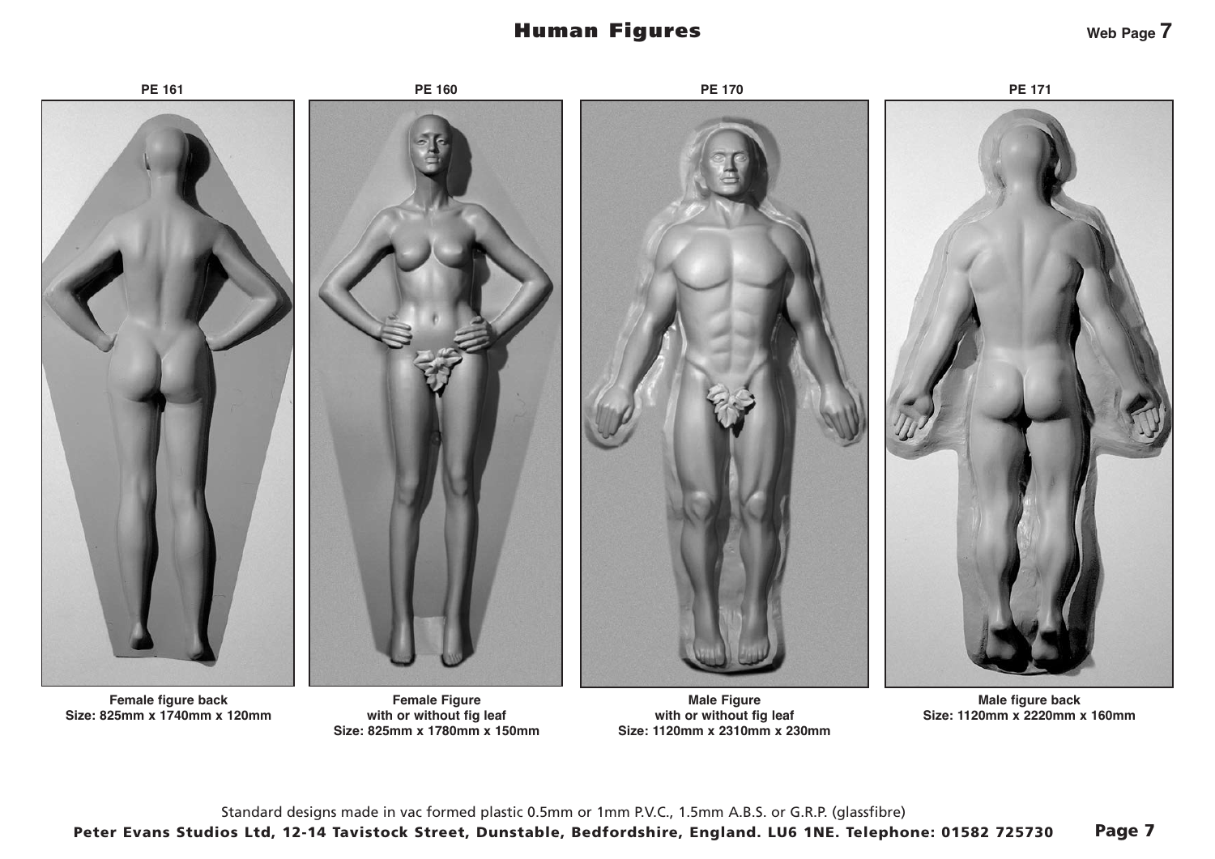# Human Figures

Web Page 7

**PE 161**

**Female figure back**
**Size: 825mm x 1740mm x 120mm**

**PE 160**

**Female Figure**
**with or without fig leaf**
**Size: 825mm x 1780mm x 150mm**

**PE 170**

**Male Figure**
**with or without fig leaf**
**Size: 1120mm x 2310mm x 230mm**

**PE 171**

**Male figure back**
**Size: 1120mm x 2220mm x 160mm**

Standard designs made in vac formed plastic 0.5mm or 1mm P.V.C., 1.5mm A.B.S. or G.R.P. (glassfibre)

**Peter Evans Studios Ltd, 12-14 Tavistock Street, Dunstable, Bedfordshire, England. LU6 1NE. Telephone: 01582 725730**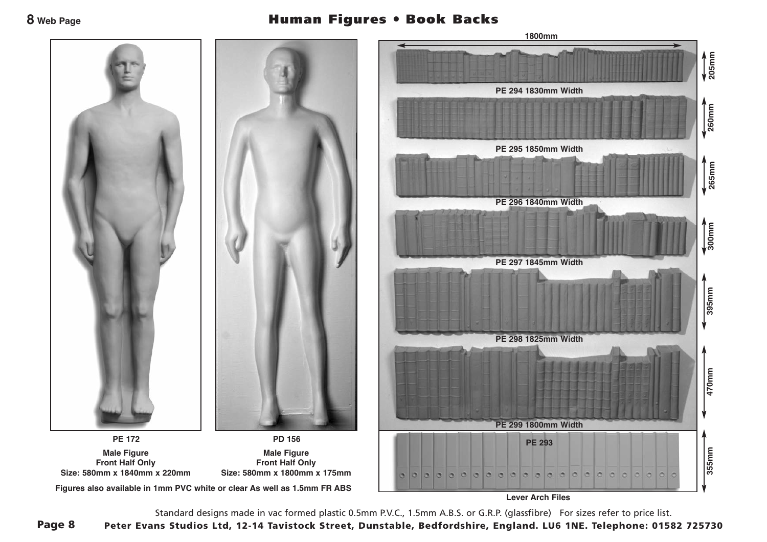## Human Figures • Book Backs

**PE 172**

**Male Figure**
**Front Half Only**
**Size: 580mm x 1840mm x 220mm**

**PD 156**

**Male Figure**
**Front Half Only**
**Size: 580mm x 1800mm x 175mm**

**Figures also available in 1mm PVC white or clear As well as 1.5mm FR ABS**

1800mm

PE 294 1830mm Width — 205mm

PE 295 1850mm Width — 260mm

PE 296 1840mm Width — 265mm

PE 297 1845mm Width — 300mm

PE 298 1825mm Width — 395mm

PE 299 1800mm Width — 470mm

PE 293 — 355mm

**Lever Arch Files**

Standard designs made in vac formed plastic 0.5mm P.V.C., 1.5mm A.B.S. or G.R.P. (glassfibre) For sizes refer to price list.

**Peter Evans Studios Ltd, 12-14 Tavistock Street, Dunstable, Bedfordshire, England. LU6 1NE. Telephone: 01582 725730**